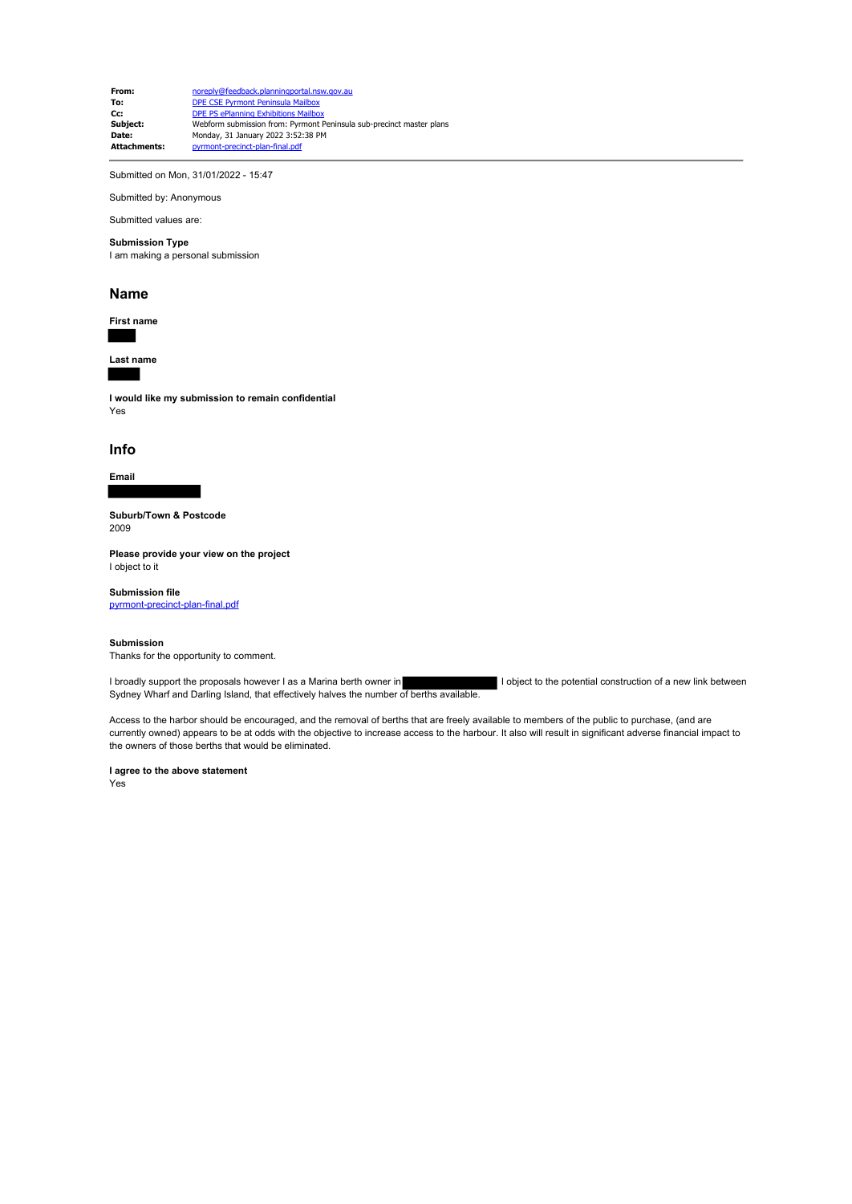| | |
|---|---|
| **From:** | noreply@feedback.planningportal.nsw.gov.au |
| **To:** | DPE CSE Pyrmont Peninsula Mailbox |
| **Cc:** | DPE PS ePlanning Exhibitions Mailbox |
| **Subject:** | Webform submission from: Pyrmont Peninsula sub-precinct master plans |
| **Date:** | Monday, 31 January 2022 3:52:38 PM |
| **Attachments:** | pyrmont-precinct-plan-final.pdf |

---

Submitted on Mon, 31/01/2022 - 15:47

Submitted by: Anonymous

Submitted values are:

**Submission Type**
I am making a personal submission

## Name

**First name**
[REDACTED]

**Last name**
[REDACTED]

**I would like my submission to remain confidential**
Yes

## Info

**Email**
[REDACTED]

**Suburb/Town & Postcode**
2009

**Please provide your view on the project**
I object to it

**Submission file**
pyrmont-precinct-plan-final.pdf

**Submission**
Thanks for the opportunity to comment.

I broadly support the proposals however I as a Marina berth owner in [REDACTED] I object to the potential construction of a new link between Sydney Wharf and Darling Island, that effectively halves the number of berths available.

Access to the harbor should be encouraged, and the removal of berths that are freely available to members of the public to purchase, (and are currently owned) appears to be at odds with the objective to increase access to the harbour. It also will result in significant adverse financial impact to the owners of those berths that would be eliminated.

**I agree to the above statement**
Yes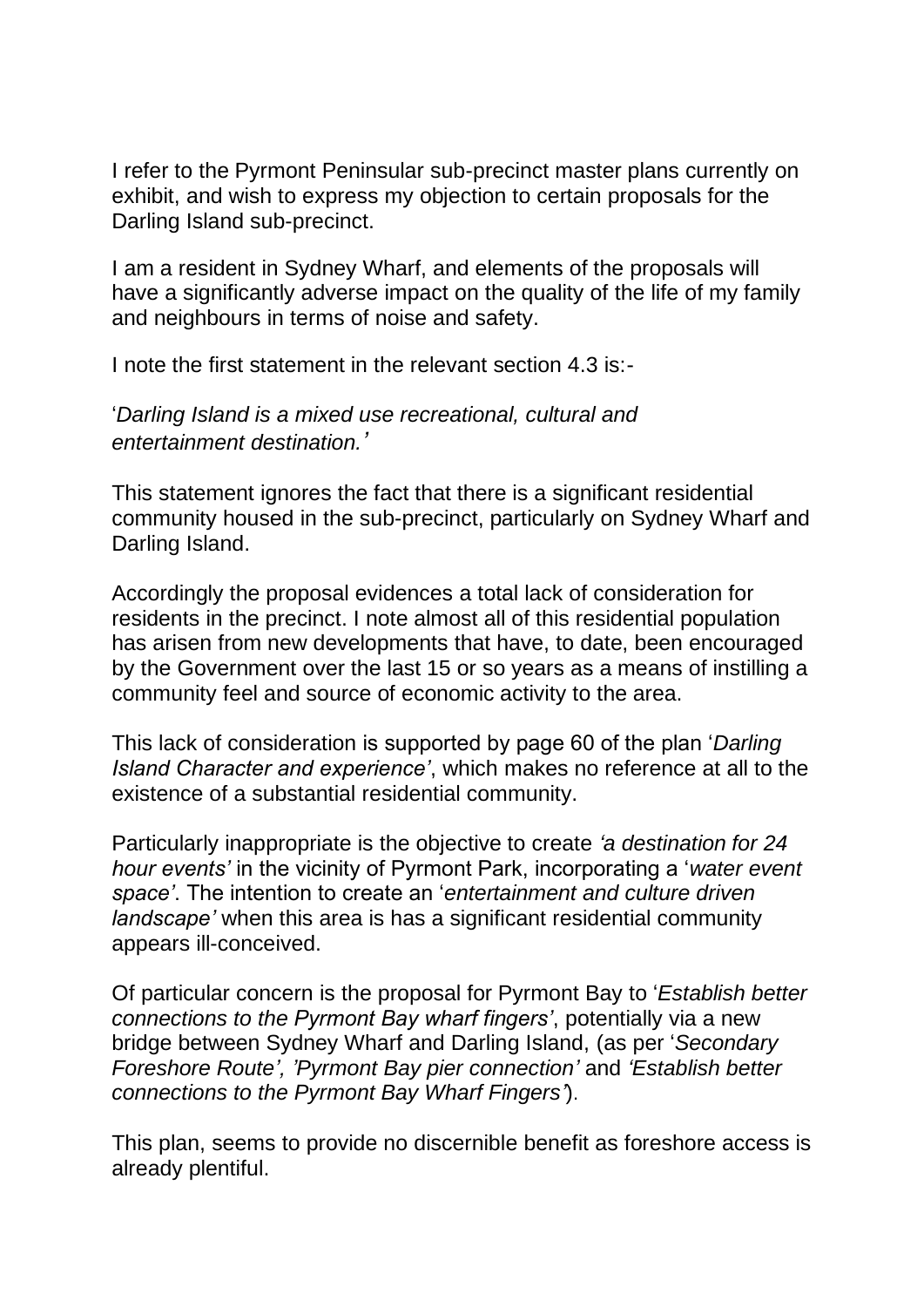I refer to the Pyrmont Peninsular sub-precinct master plans currently on exhibit, and wish to express my objection to certain proposals for the Darling Island sub-precinct.

I am a resident in Sydney Wharf, and elements of the proposals will have a significantly adverse impact on the quality of the life of my family and neighbours in terms of noise and safety.

I note the first statement in the relevant section 4.3 is:-

'*Darling Island is a mixed use recreational, cultural and entertainment destination.*'

This statement ignores the fact that there is a significant residential community housed in the sub-precinct, particularly on Sydney Wharf and Darling Island.

Accordingly the proposal evidences a total lack of consideration for residents in the precinct. I note almost all of this residential population has arisen from new developments that have, to date, been encouraged by the Government over the last 15 or so years as a means of instilling a community feel and source of economic activity to the area.

This lack of consideration is supported by page 60 of the plan '*Darling Island Character and experience*', which makes no reference at all to the existence of a substantial residential community.

Particularly inappropriate is the objective to create *'a destination for 24 hour events'* in the vicinity of Pyrmont Park, incorporating a '*water event space*'. The intention to create an '*entertainment and culture driven landscape'* when this area is has a significant residential community appears ill-conceived.

Of particular concern is the proposal for Pyrmont Bay to '*Establish better connections to the Pyrmont Bay wharf fingers'*, potentially via a new bridge between Sydney Wharf and Darling Island, (as per '*Secondary Foreshore Route', 'Pyrmont Bay pier connection'* and *'Establish better connections to the Pyrmont Bay Wharf Fingers'*).

This plan, seems to provide no discernible benefit as foreshore access is already plentiful.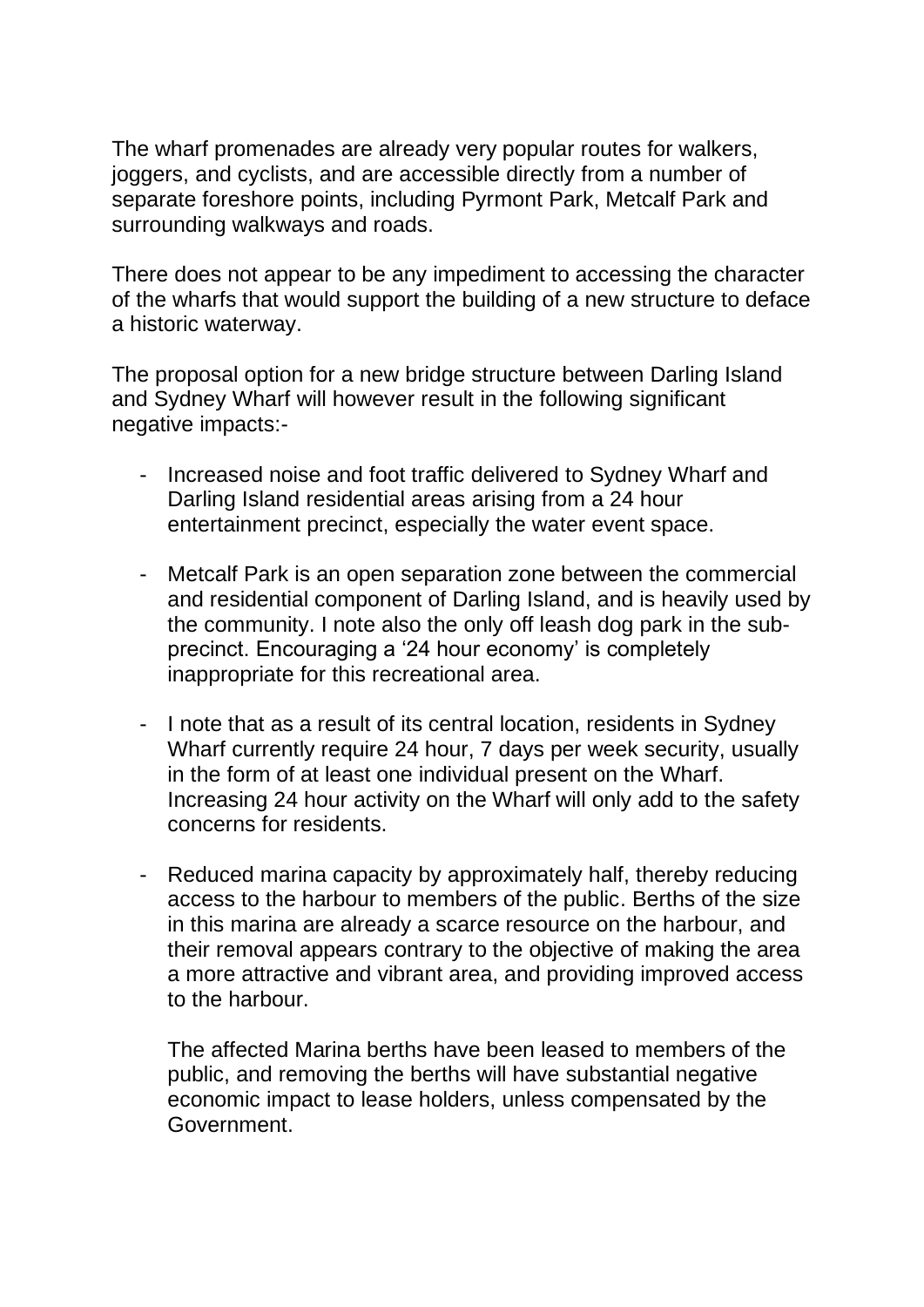The wharf promenades are already very popular routes for walkers, joggers, and cyclists, and are accessible directly from a number of separate foreshore points, including Pyrmont Park, Metcalf Park and surrounding walkways and roads.

There does not appear to be any impediment to accessing the character of the wharfs that would support the building of a new structure to deface a historic waterway.

The proposal option for a new bridge structure between Darling Island and Sydney Wharf will however result in the following significant negative impacts:-

- Increased noise and foot traffic delivered to Sydney Wharf and Darling Island residential areas arising from a 24 hour entertainment precinct, especially the water event space.

- Metcalf Park is an open separation zone between the commercial and residential component of Darling Island, and is heavily used by the community. I note also the only off leash dog park in the sub-precinct. Encouraging a '24 hour economy' is completely inappropriate for this recreational area.

- I note that as a result of its central location, residents in Sydney Wharf currently require 24 hour, 7 days per week security, usually in the form of at least one individual present on the Wharf. Increasing 24 hour activity on the Wharf will only add to the safety concerns for residents.

- Reduced marina capacity by approximately half, thereby reducing access to the harbour to members of the public. Berths of the size in this marina are already a scarce resource on the harbour, and their removal appears contrary to the objective of making the area a more attractive and vibrant area, and providing improved access to the harbour.

  The affected Marina berths have been leased to members of the public, and removing the berths will have substantial negative economic impact to lease holders, unless compensated by the Government.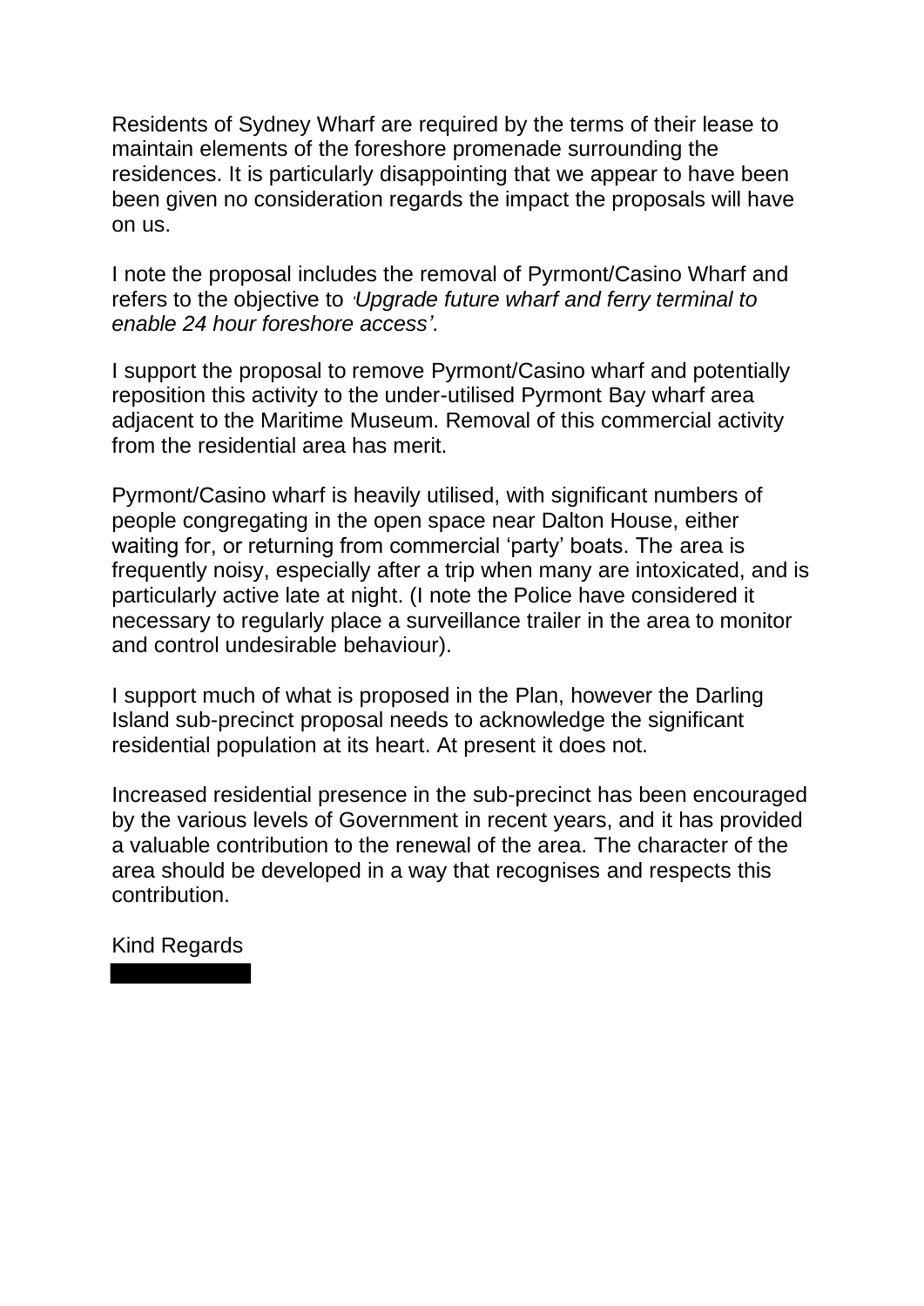Residents of Sydney Wharf are required by the terms of their lease to maintain elements of the foreshore promenade surrounding the residences. It is particularly disappointing that we appear to have been been given no consideration regards the impact the proposals will have on us.

I note the proposal includes the removal of Pyrmont/Casino Wharf and refers to the objective to *'Upgrade future wharf and ferry terminal to enable 24 hour foreshore access'*.

I support the proposal to remove Pyrmont/Casino wharf and potentially reposition this activity to the under-utilised Pyrmont Bay wharf area adjacent to the Maritime Museum. Removal of this commercial activity from the residential area has merit.

Pyrmont/Casino wharf is heavily utilised, with significant numbers of people congregating in the open space near Dalton House, either waiting for, or returning from commercial 'party' boats. The area is frequently noisy, especially after a trip when many are intoxicated, and is particularly active late at night. (I note the Police have considered it necessary to regularly place a surveillance trailer in the area to monitor and control undesirable behaviour).

I support much of what is proposed in the Plan, however the Darling Island sub-precinct proposal needs to acknowledge the significant residential population at its heart. At present it does not.

Increased residential presence in the sub-precinct has been encouraged by the various levels of Government in recent years, and it has provided a valuable contribution to the renewal of the area. The character of the area should be developed in a way that recognises and respects this contribution.

Kind Regards